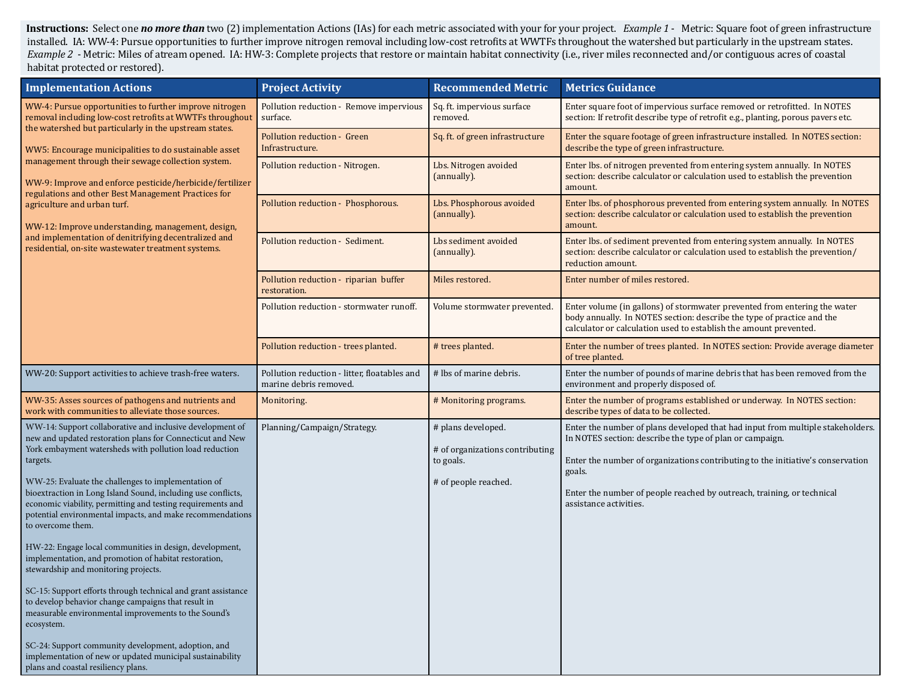**Instructions:** Select one ***no more than*** two (2) implementation Actions (IAs) for each metric associated with your for your project. *Example 1 -* Metric: Square foot of green infrastructure installed. IA: WW-4: Pursue opportunities to further improve nitrogen removal including low-cost retrofits at WWTFs throughout the watershed but particularly in the upstream states. *Example 2* - Metric: Miles of atream opened. IA: HW-3: Complete projects that restore or maintain habitat connectivity (i.e., river miles reconnected and/or contiguous acres of coastal habitat protected or restored).

| Implementation Actions | Project Activity | Recommended Metric | Metrics Guidance |
|---|---|---|---|
| WW-4: Pursue opportunities to further improve nitrogen removal including low-cost retrofits at WWTFs throughout the watershed but particularly in the upstream states.<br><br>WW5: Encourage municipalities to do sustainable asset management through their sewage collection system.<br><br>WW-9: Improve and enforce pesticide/herbicide/fertilizer regulations and other Best Management Practices for agriculture and urban turf.<br><br>WW-12: Improve understanding, management, design, and implementation of denitrifying decentralized and residential, on-site wastewater treatment systems. | Pollution reduction - Remove impervious surface. | Sq. ft. impervious surface removed. | Enter square foot of impervious surface removed or retrofitted. In NOTES section: If retrofit describe type of retrofit e.g., planting, porous pavers etc. |
| | Pollution reduction - Green Infrastructure. | Sq. ft. of green infrastructure | Enter the square footage of green infrastructure installed. In NOTES section: describe the type of green infrastructure. |
| | Pollution reduction - Nitrogen. | Lbs. Nitrogen avoided (annually). | Enter lbs. of nitrogen prevented from entering system annually. In NOTES section: describe calculator or calculation used to establish the prevention amount. |
| | Pollution reduction - Phosphorous. | Lbs. Phosphorous avoided (annually). | Enter lbs. of phosphorous prevented from entering system annually. In NOTES section: describe calculator or calculation used to establish the prevention amount. |
| | Pollution reduction - Sediment. | Lbs sediment avoided (annually). | Enter lbs. of sediment prevented from entering system annually. In NOTES section: describe calculator or calculation used to establish the prevention/ reduction amount. |
| | Pollution reduction - riparian buffer restoration. | Miles restored. | Enter number of miles restored. |
| | Pollution reduction - stormwater runoff. | Volume stormwater prevented. | Enter volume (in gallons) of stormwater prevented from entering the water body annually. In NOTES section: describe the type of practice and the calculator or calculation used to establish the amount prevented. |
| | Pollution reduction - trees planted. | # trees planted. | Enter the number of trees planted. In NOTES section: Provide average diameter of tree planted. |
| WW-20: Support activities to achieve trash-free waters. | Pollution reduction - litter, floatables and marine debris removed. | # lbs of marine debris. | Enter the number of pounds of marine debris that has been removed from the environment and properly disposed of. |
| WW-35: Asses sources of pathogens and nutrients and work with communities to alleviate those sources. | Monitoring. | # Monitoring programs. | Enter the number of programs established or underway. In NOTES section: describe types of data to be collected. |
| WW-14: Support collaborative and inclusive development of new and updated restoration plans for Connecticut and New York embayment watersheds with pollution load reduction targets.<br><br>WW-25: Evaluate the challenges to implementation of bioextraction in Long Island Sound, including use conflicts, economic viability, permitting and testing requirements and potential environmental impacts, and make recommendations to overcome them.<br><br>HW-22: Engage local communities in design, development, implementation, and promotion of habitat restoration, stewardship and monitoring projects.<br><br>SC-15: Support efforts through technical and grant assistance to develop behavior change campaigns that result in measurable environmental improvements to the Sound's ecosystem.<br><br>SC-24: Support community development, adoption, and implementation of new or updated municipal sustainability plans and coastal resiliency plans. | Planning/Campaign/Strategy. | # plans developed.<br><br># of organizations contributing to goals.<br><br># of people reached. | Enter the number of plans developed that had input from multiple stakeholders. In NOTES section: describe the type of plan or campaign.<br><br>Enter the number of organizations contributing to the initiative's conservation goals.<br><br>Enter the number of people reached by outreach, training, or technical assistance activities. |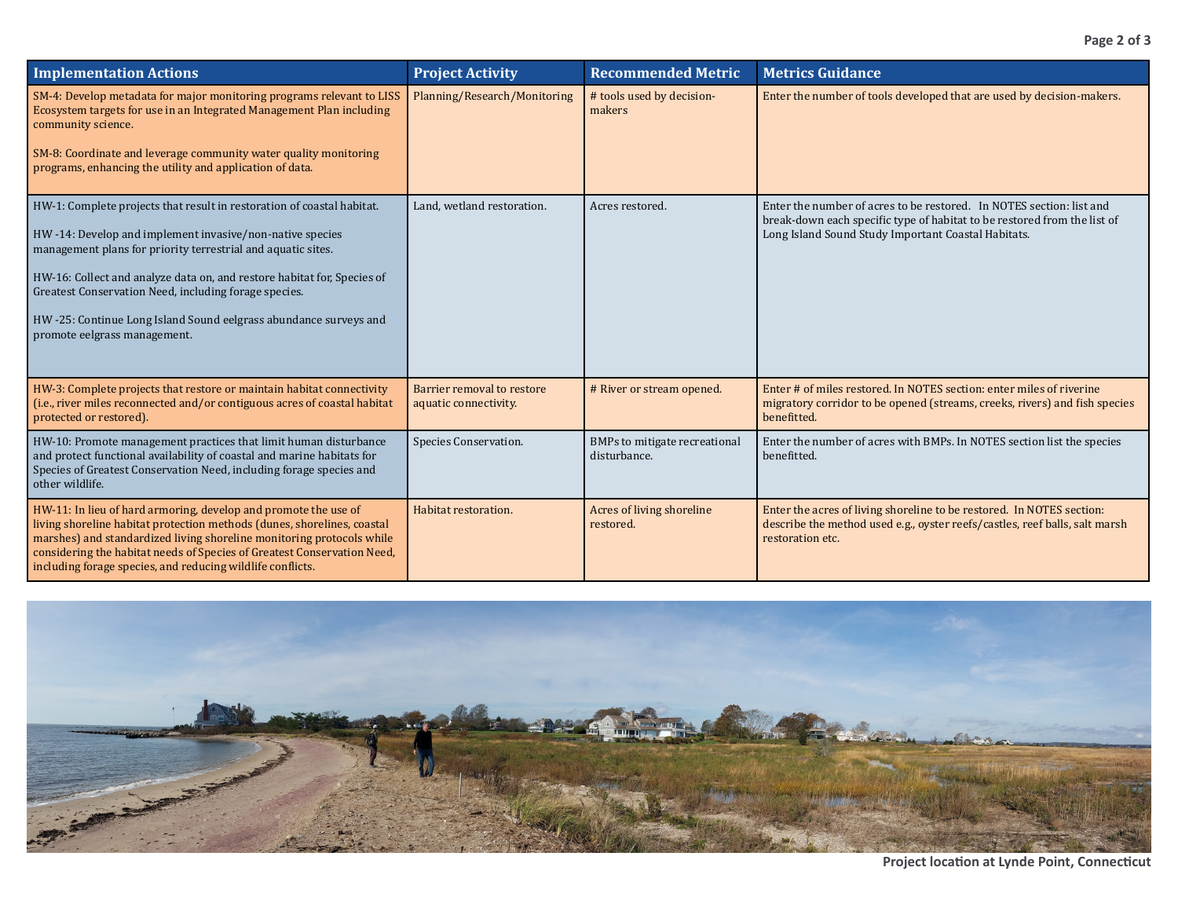| Implementation Actions | Project Activity | Recommended Metric | Metrics Guidance |
|---|---|---|---|
| SM-4: Develop metadata for major monitoring programs relevant to LISS Ecosystem targets for use in an Integrated Management Plan including community science.<br><br>SM-8: Coordinate and leverage community water quality monitoring programs, enhancing the utility and application of data. | Planning/Research/Monitoring | # tools used by decision-makers | Enter the number of tools developed that are used by decision-makers. |
| HW-1: Complete projects that result in restoration of coastal habitat.<br><br>HW -14: Develop and implement invasive/non-native species management plans for priority terrestrial and aquatic sites.<br><br>HW-16: Collect and analyze data on, and restore habitat for, Species of Greatest Conservation Need, including forage species.<br><br>HW -25: Continue Long Island Sound eelgrass abundance surveys and promote eelgrass management. | Land, wetland restoration. | Acres restored. | Enter the number of acres to be restored. In NOTES section: list and break-down each specific type of habitat to be restored from the list of Long Island Sound Study Important Coastal Habitats. |
| HW-3: Complete projects that restore or maintain habitat connectivity (i.e., river miles reconnected and/or contiguous acres of coastal habitat protected or restored). | Barrier removal to restore aquatic connectivity. | # River or stream opened. | Enter # of miles restored. In NOTES section: enter miles of riverine migratory corridor to be opened (streams, creeks, rivers) and fish species benefitted. |
| HW-10: Promote management practices that limit human disturbance and protect functional availability of coastal and marine habitats for Species of Greatest Conservation Need, including forage species and other wildlife. | Species Conservation. | BMPs to mitigate recreational disturbance. | Enter the number of acres with BMPs. In NOTES section list the species benefitted. |
| HW-11: In lieu of hard armoring, develop and promote the use of living shoreline habitat protection methods (dunes, shorelines, coastal marshes) and standardized living shoreline monitoring protocols while considering the habitat needs of Species of Greatest Conservation Need, including forage species, and reducing wildlife conflicts. | Habitat restoration. | Acres of living shoreline restored. | Enter the acres of living shoreline to be restored. In NOTES section: describe the method used e.g., oyster reefs/castles, reef balls, salt marsh restoration etc. |

**Project location at Lynde Point, Connecticut**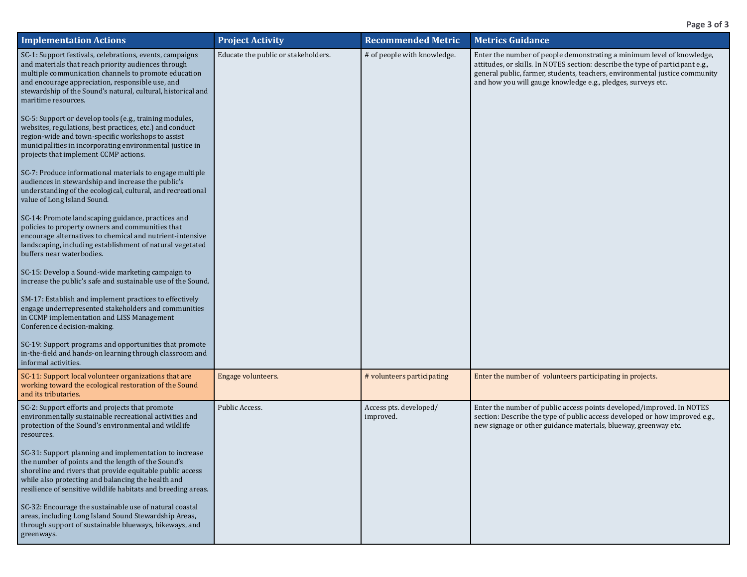| Implementation Actions | Project Activity | Recommended Metric | Metrics Guidance |
|---|---|---|---|
| SC-1: Support festivals, celebrations, events, campaigns and materials that reach priority audiences through multiple communication channels to promote education and encourage appreciation, responsible use, and stewardship of the Sound's natural, cultural, historical and maritime resources.<br><br>SC-5: Support or develop tools (e.g., training modules, websites, regulations, best practices, etc.) and conduct region-wide and town-specific workshops to assist municipalities in incorporating environmental justice in projects that implement CCMP actions.<br><br>SC-7: Produce informational materials to engage multiple audiences in stewardship and increase the public's understanding of the ecological, cultural, and recreational value of Long Island Sound.<br><br>SC-14: Promote landscaping guidance, practices and policies to property owners and communities that encourage alternatives to chemical and nutrient-intensive landscaping, including establishment of natural vegetated buffers near waterbodies.<br><br>SC-15: Develop a Sound-wide marketing campaign to increase the public's safe and sustainable use of the Sound.<br><br>SM-17: Establish and implement practices to effectively engage underrepresented stakeholders and communities in CCMP implementation and LISS Management Conference decision-making.<br><br>SC-19: Support programs and opportunities that promote in-the-field and hands-on learning through classroom and informal activities. | Educate the public or stakeholders. | # of people with knowledge. | Enter the number of people demonstrating a minimum level of knowledge, attitudes, or skills. In NOTES section: describe the type of participant e.g., general public, farmer, students, teachers, environmental justice community and how you will gauge knowledge e.g., pledges, surveys etc. |
| SC-11: Support local volunteer organizations that are working toward the ecological restoration of the Sound and its tributaries. | Engage volunteers. | # volunteers participating | Enter the number of volunteers participating in projects. |
| SC-2: Support efforts and projects that promote environmentally sustainable recreational activities and protection of the Sound's environmental and wildlife resources.<br><br>SC-31: Support planning and implementation to increase the number of points and the length of the Sound's shoreline and rivers that provide equitable public access while also protecting and balancing the health and resilience of sensitive wildlife habitats and breeding areas.<br><br>SC-32: Encourage the sustainable use of natural coastal areas, including Long Island Sound Stewardship Areas, through support of sustainable blueways, bikeways, and greenways. | Public Access. | Access pts. developed/ improved. | Enter the number of public access points developed/improved. In NOTES section: Describe the type of public access developed or how improved e.g., new signage or other guidance materials, blueway, greenway etc. |